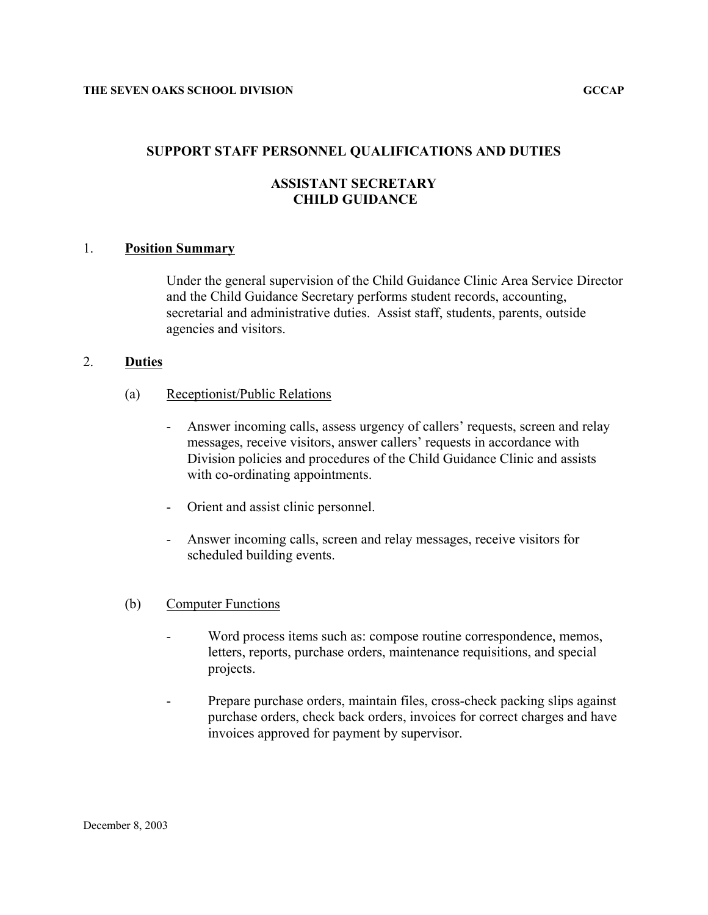THE SEVEN OAKS SCHOOL DIVISION GCCAP

## SUPPORT STAFF PERSONNEL QUALIFICATIONS AND DUTIES

## ASSISTANT SECRETARY
## CHILD GUIDANCE

1. **Position Summary**

   Under the general supervision of the Child Guidance Clinic Area Service Director and the Child Guidance Secretary performs student records, accounting, secretarial and administrative duties. Assist staff, students, parents, outside agencies and visitors.

2. **Duties**

   (a) Receptionist/Public Relations

   - Answer incoming calls, assess urgency of callers' requests, screen and relay messages, receive visitors, answer callers' requests in accordance with Division policies and procedures of the Child Guidance Clinic and assists with co-ordinating appointments.

   - Orient and assist clinic personnel.

   - Answer incoming calls, screen and relay messages, receive visitors for scheduled building events.

   (b) Computer Functions

   - Word process items such as: compose routine correspondence, memos, letters, reports, purchase orders, maintenance requisitions, and special projects.

   - Prepare purchase orders, maintain files, cross-check packing slips against purchase orders, check back orders, invoices for correct charges and have invoices approved for payment by supervisor.

December 8, 2003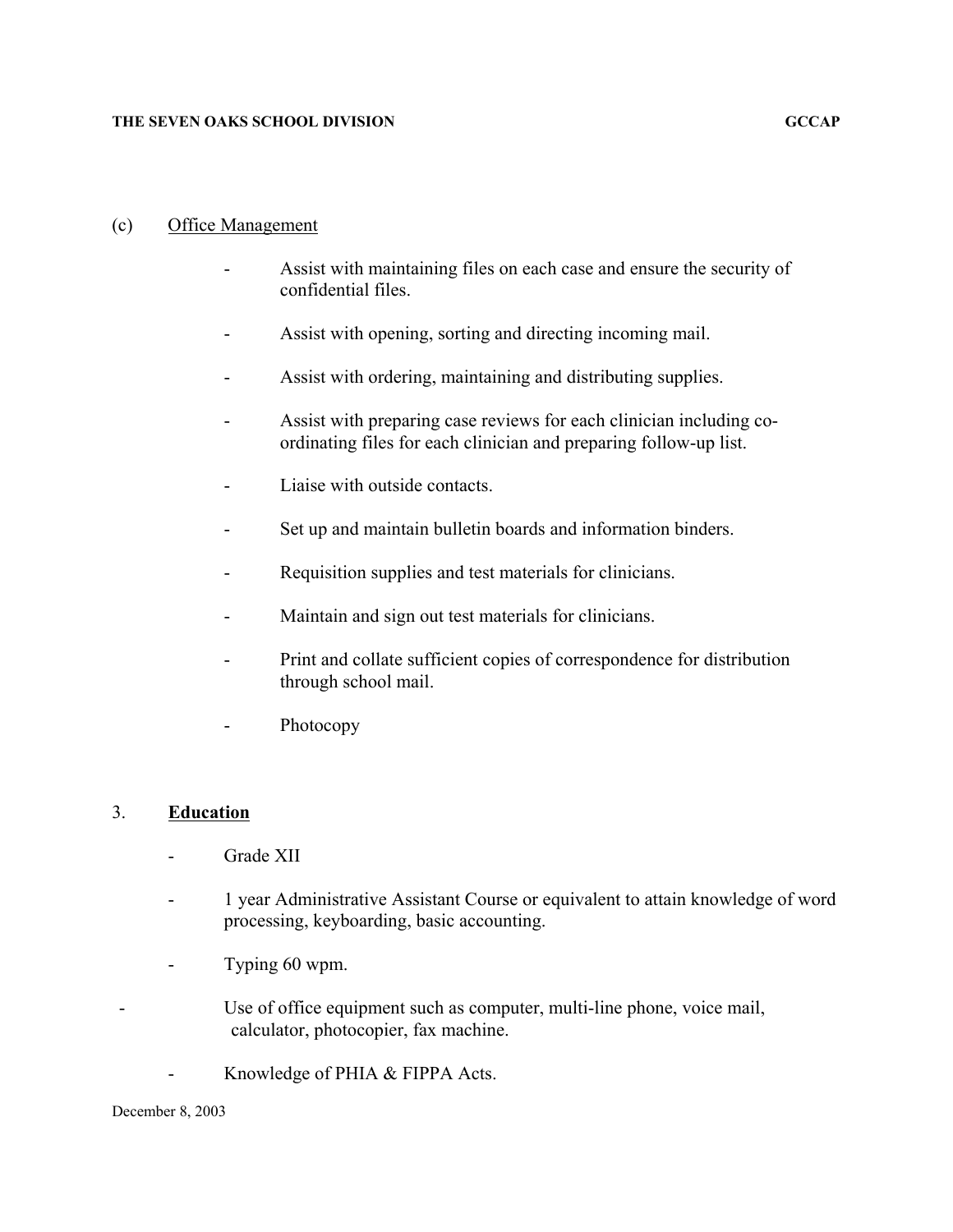(c) Office Management

- Assist with maintaining files on each case and ensure the security of confidential files.
- Assist with opening, sorting and directing incoming mail.
- Assist with ordering, maintaining and distributing supplies.
- Assist with preparing case reviews for each clinician including co-ordinating files for each clinician and preparing follow-up list.
- Liaise with outside contacts.
- Set up and maintain bulletin boards and information binders.
- Requisition supplies and test materials for clinicians.
- Maintain and sign out test materials for clinicians.
- Print and collate sufficient copies of correspondence for distribution through school mail.
- Photocopy

## 3. **Education**

- Grade XII
- 1 year Administrative Assistant Course or equivalent to attain knowledge of word processing, keyboarding, basic accounting.
- Typing 60 wpm.
- Use of office equipment such as computer, multi-line phone, voice mail, calculator, photocopier, fax machine.
- Knowledge of PHIA & FIPPA Acts.

December 8, 2003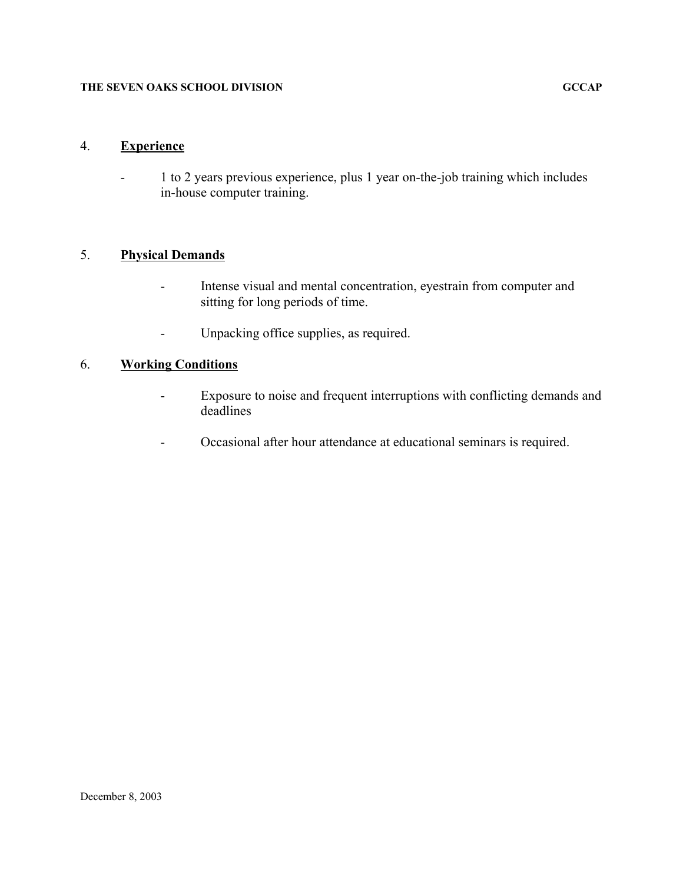4. **Experience**

- 1 to 2 years previous experience, plus 1 year on-the-job training which includes in-house computer training.

5. **Physical Demands**

- Intense visual and mental concentration, eyestrain from computer and sitting for long periods of time.
- Unpacking office supplies, as required.

6. **Working Conditions**

- Exposure to noise and frequent interruptions with conflicting demands and deadlines
- Occasional after hour attendance at educational seminars is required.

December 8, 2003